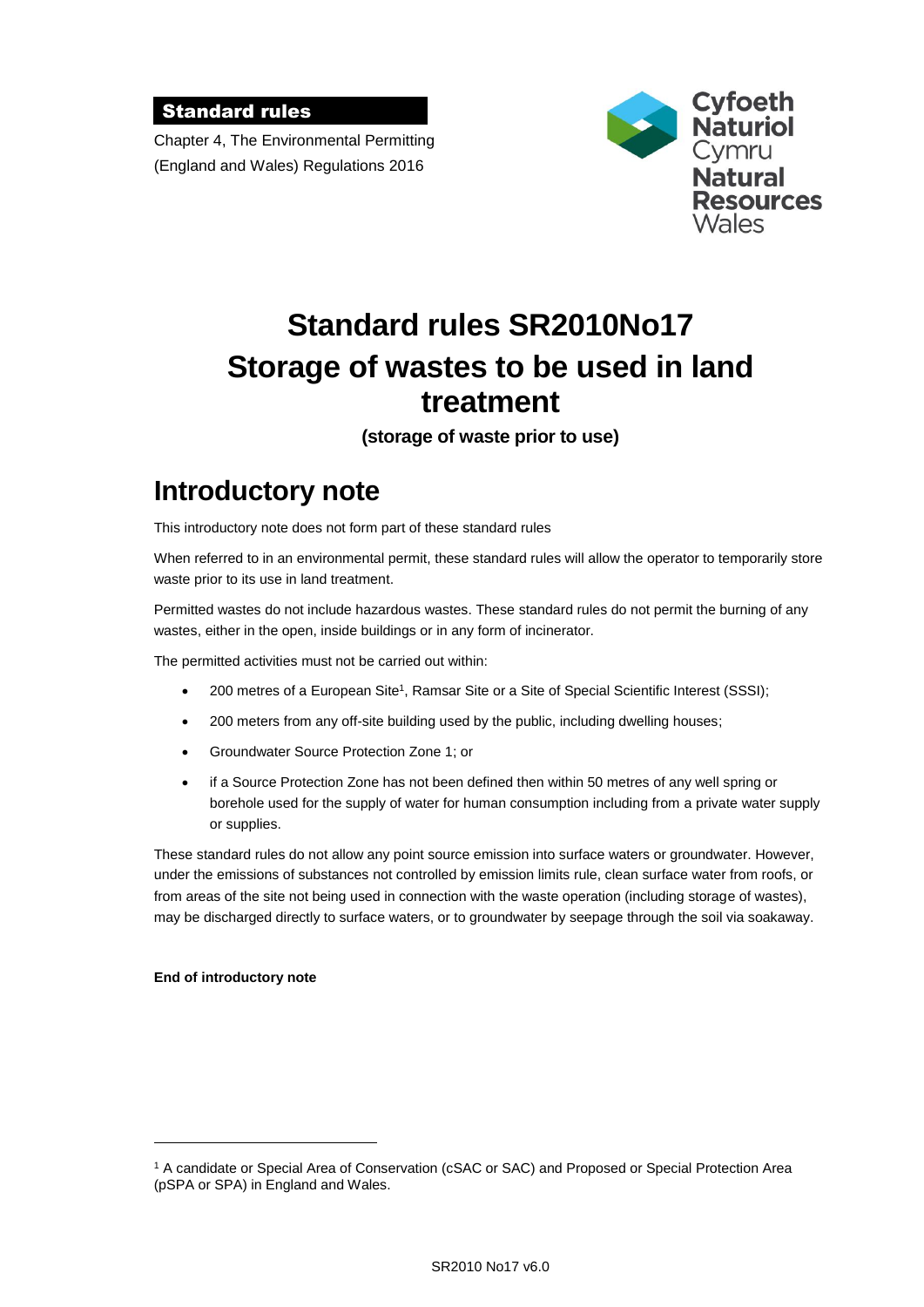**Standard rules**

Chapter 4, The Environmental Permitting (England and Wales) Regulations 2016

Cyfoeth Naturiol Cymru
Natural Resources Wales

# Standard rules SR2010No17 Storage of wastes to be used in land treatment

**(storage of waste prior to use)**

## Introductory note

This introductory note does not form part of these standard rules

When referred to in an environmental permit, these standard rules will allow the operator to temporarily store waste prior to its use in land treatment.

Permitted wastes do not include hazardous wastes. These standard rules do not permit the burning of any wastes, either in the open, inside buildings or in any form of incinerator.

The permitted activities must not be carried out within:

- 200 metres of a European Site[1], Ramsar Site or a Site of Special Scientific Interest (SSSI);
- 200 meters from any off-site building used by the public, including dwelling houses;
- Groundwater Source Protection Zone 1; or
- if a Source Protection Zone has not been defined then within 50 metres of any well spring or borehole used for the supply of water for human consumption including from a private water supply or supplies.

These standard rules do not allow any point source emission into surface waters or groundwater. However, under the emissions of substances not controlled by emission limits rule, clean surface water from roofs, or from areas of the site not being used in connection with the waste operation (including storage of wastes), may be discharged directly to surface waters, or to groundwater by seepage through the soil via soakaway.

**End of introductory note**

[1] A candidate or Special Area of Conservation (cSAC or SAC) and Proposed or Special Protection Area (pSPA or SPA) in England and Wales.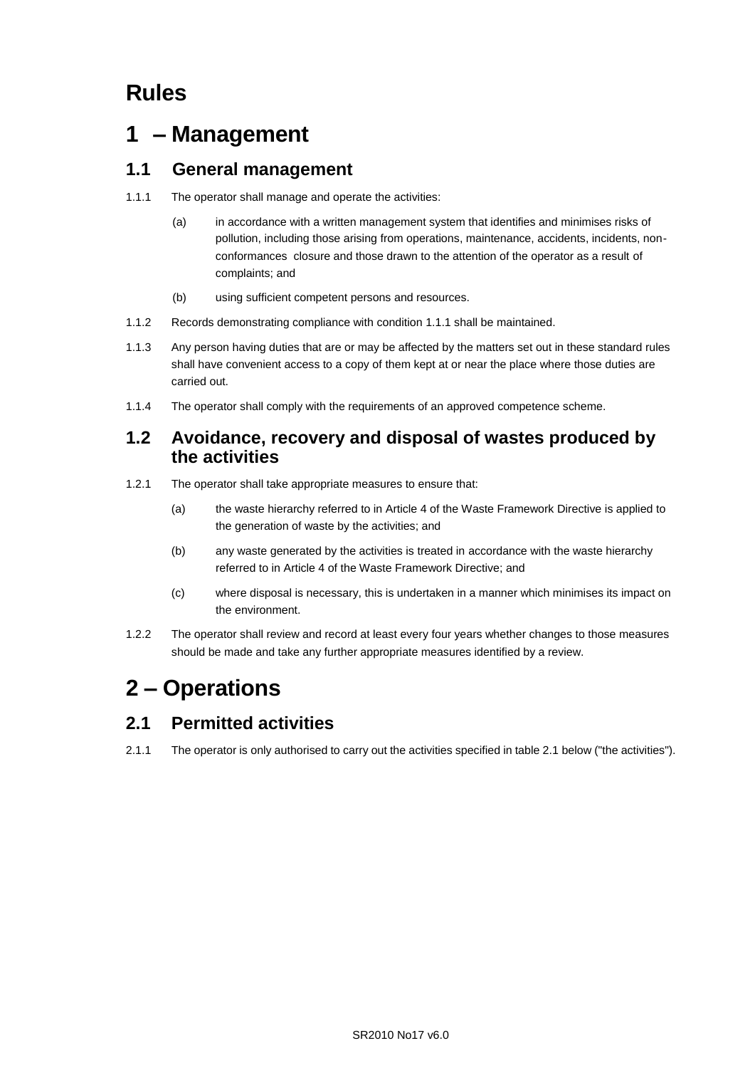# Rules

# 1 – Management

## 1.1 General management

1.1.1 The operator shall manage and operate the activities:

(a) in accordance with a written management system that identifies and minimises risks of pollution, including those arising from operations, maintenance, accidents, incidents, non-conformances closure and those drawn to the attention of the operator as a result of complaints; and

(b) using sufficient competent persons and resources.

1.1.2 Records demonstrating compliance with condition 1.1.1 shall be maintained.

1.1.3 Any person having duties that are or may be affected by the matters set out in these standard rules shall have convenient access to a copy of them kept at or near the place where those duties are carried out.

1.1.4 The operator shall comply with the requirements of an approved competence scheme.

## 1.2 Avoidance, recovery and disposal of wastes produced by the activities

1.2.1 The operator shall take appropriate measures to ensure that:

(a) the waste hierarchy referred to in Article 4 of the Waste Framework Directive is applied to the generation of waste by the activities; and

(b) any waste generated by the activities is treated in accordance with the waste hierarchy referred to in Article 4 of the Waste Framework Directive; and

(c) where disposal is necessary, this is undertaken in a manner which minimises its impact on the environment.

1.2.2 The operator shall review and record at least every four years whether changes to those measures should be made and take any further appropriate measures identified by a review.

# 2 – Operations

## 2.1 Permitted activities

2.1.1 The operator is only authorised to carry out the activities specified in table 2.1 below ("the activities").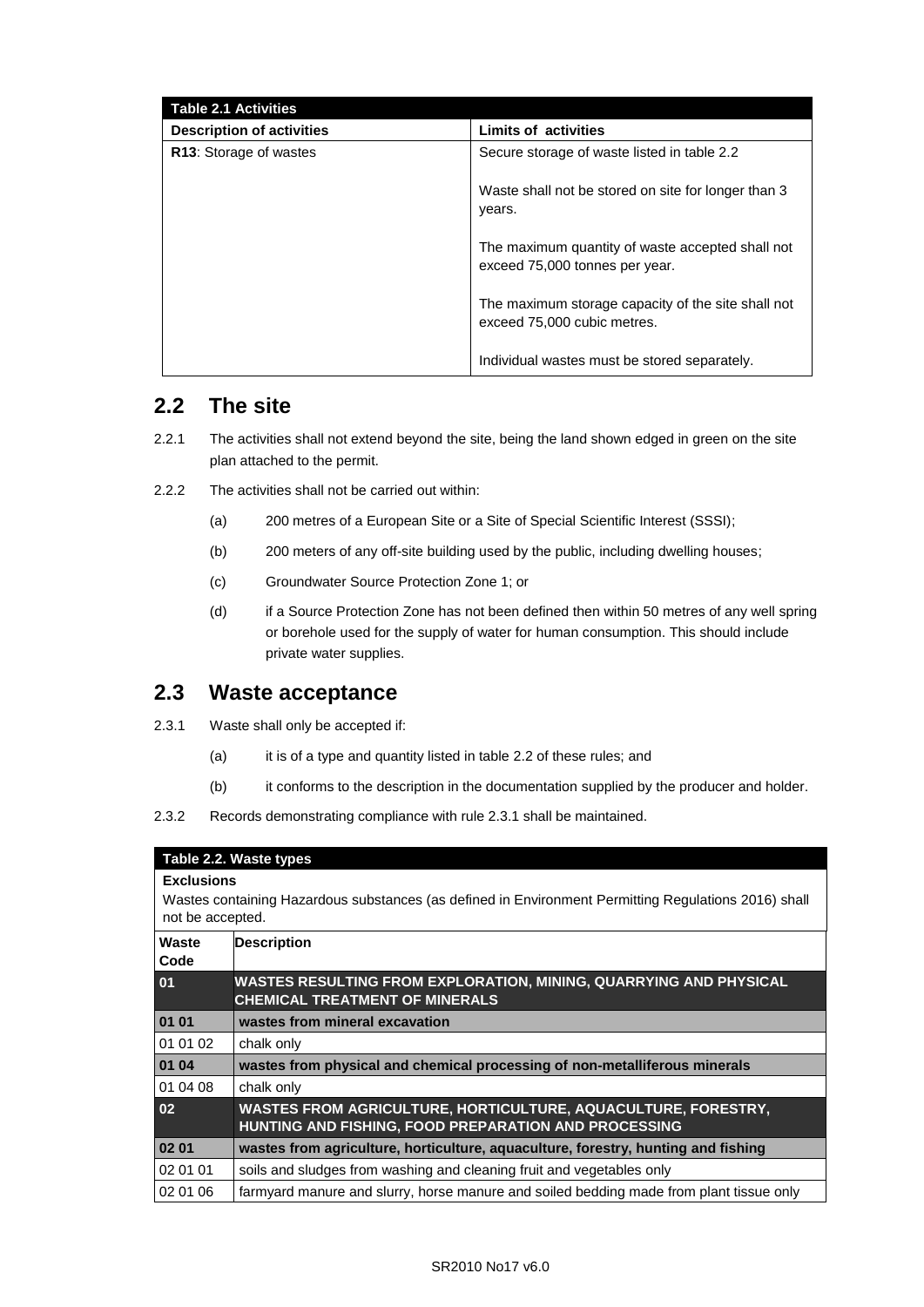| Table 2.1 Activities | |
|---|---|
| **Description of activities** | **Limits of activities** |
| **R13**: Storage of wastes | Secure storage of waste listed in table 2.2<br><br>Waste shall not be stored on site for longer than 3 years.<br><br>The maximum quantity of waste accepted shall not exceed 75,000 tonnes per year.<br><br>The maximum storage capacity of the site shall not exceed 75,000 cubic metres.<br><br>Individual wastes must be stored separately. |

## 2.2 The site

2.2.1 The activities shall not extend beyond the site, being the land shown edged in green on the site plan attached to the permit.

2.2.2 The activities shall not be carried out within:

(a) 200 metres of a European Site or a Site of Special Scientific Interest (SSSI);

(b) 200 meters of any off-site building used by the public, including dwelling houses;

(c) Groundwater Source Protection Zone 1; or

(d) if a Source Protection Zone has not been defined then within 50 metres of any well spring or borehole used for the supply of water for human consumption. This should include private water supplies.

## 2.3 Waste acceptance

2.3.1 Waste shall only be accepted if:

(a) it is of a type and quantity listed in table 2.2 of these rules; and

(b) it conforms to the description in the documentation supplied by the producer and holder.

2.3.2 Records demonstrating compliance with rule 2.3.1 shall be maintained.

| Table 2.2. Waste types | |
|---|---|
| **Exclusions**<br>Wastes containing Hazardous substances (as defined in Environment Permitting Regulations 2016) shall not be accepted. | |
| **Waste Code** | **Description** |
| **01** | **WASTES RESULTING FROM EXPLORATION, MINING, QUARRYING AND PHYSICAL CHEMICAL TREATMENT OF MINERALS** |
| **01 01** | **wastes from mineral excavation** |
| 01 01 02 | chalk only |
| **01 04** | **wastes from physical and chemical processing of non-metalliferous minerals** |
| 01 04 08 | chalk only |
| **02** | **WASTES FROM AGRICULTURE, HORTICULTURE, AQUACULTURE, FORESTRY, HUNTING AND FISHING, FOOD PREPARATION AND PROCESSING** |
| **02 01** | **wastes from agriculture, horticulture, aquaculture, forestry, hunting and fishing** |
| 02 01 01 | soils and sludges from washing and cleaning fruit and vegetables only |
| 02 01 06 | farmyard manure and slurry, horse manure and soiled bedding made from plant tissue only |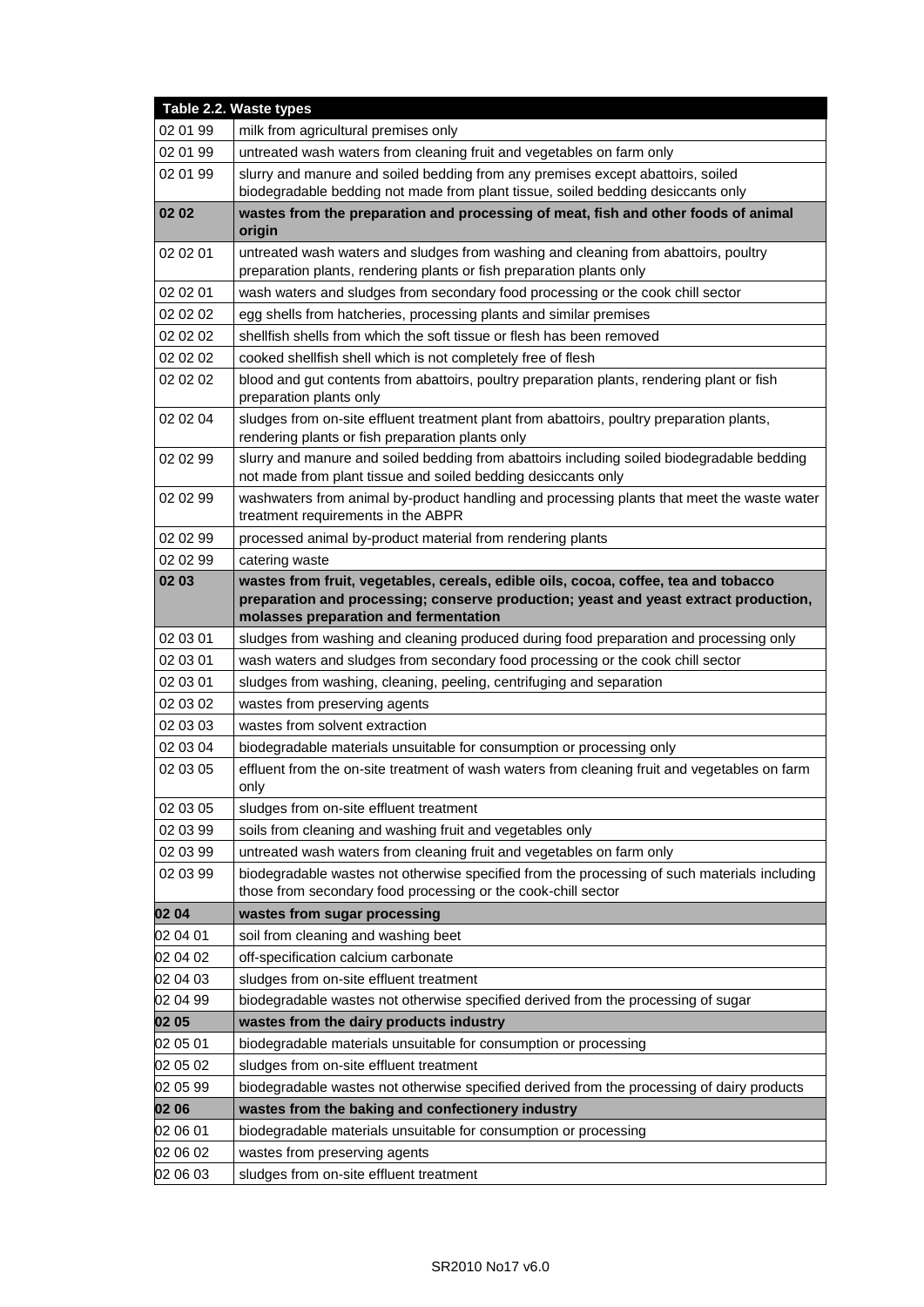| Table 2.2. Waste types | |
|---|---|
| 02 01 99 | milk from agricultural premises only |
| 02 01 99 | untreated wash waters from cleaning fruit and vegetables on farm only |
| 02 01 99 | slurry and manure and soiled bedding from any premises except abattoirs, soiled biodegradable bedding not made from plant tissue, soiled bedding desiccants only |
| **02 02** | **wastes from the preparation and processing of meat, fish and other foods of animal origin** |
| 02 02 01 | untreated wash waters and sludges from washing and cleaning from abattoirs, poultry preparation plants, rendering plants or fish preparation plants only |
| 02 02 01 | wash waters and sludges from secondary food processing or the cook chill sector |
| 02 02 02 | egg shells from hatcheries, processing plants and similar premises |
| 02 02 02 | shellfish shells from which the soft tissue or flesh has been removed |
| 02 02 02 | cooked shellfish shell which is not completely free of flesh |
| 02 02 02 | blood and gut contents from abattoirs, poultry preparation plants, rendering plant or fish preparation plants only |
| 02 02 04 | sludges from on-site effluent treatment plant from abattoirs, poultry preparation plants, rendering plants or fish preparation plants only |
| 02 02 99 | slurry and manure and soiled bedding from abattoirs including soiled biodegradable bedding not made from plant tissue and soiled bedding desiccants only |
| 02 02 99 | washwaters from animal by-product handling and processing plants that meet the waste water treatment requirements in the ABPR |
| 02 02 99 | processed animal by-product material from rendering plants |
| 02 02 99 | catering waste |
| **02 03** | **wastes from fruit, vegetables, cereals, edible oils, cocoa, coffee, tea and tobacco preparation and processing; conserve production; yeast and yeast extract production, molasses preparation and fermentation** |
| 02 03 01 | sludges from washing and cleaning produced during food preparation and processing only |
| 02 03 01 | wash waters and sludges from secondary food processing or the cook chill sector |
| 02 03 01 | sludges from washing, cleaning, peeling, centrifuging and separation |
| 02 03 02 | wastes from preserving agents |
| 02 03 03 | wastes from solvent extraction |
| 02 03 04 | biodegradable materials unsuitable for consumption or processing only |
| 02 03 05 | effluent from the on-site treatment of wash waters from cleaning fruit and vegetables on farm only |
| 02 03 05 | sludges from on-site effluent treatment |
| 02 03 99 | soils from cleaning and washing fruit and vegetables only |
| 02 03 99 | untreated wash waters from cleaning fruit and vegetables on farm only |
| 02 03 99 | biodegradable wastes not otherwise specified from the processing of such materials including those from secondary food processing or the cook-chill sector |
| **02 04** | **wastes from sugar processing** |
| 02 04 01 | soil from cleaning and washing beet |
| 02 04 02 | off-specification calcium carbonate |
| 02 04 03 | sludges from on-site effluent treatment |
| 02 04 99 | biodegradable wastes not otherwise specified derived from the processing of sugar |
| **02 05** | **wastes from the dairy products industry** |
| 02 05 01 | biodegradable materials unsuitable for consumption or processing |
| 02 05 02 | sludges from on-site effluent treatment |
| 02 05 99 | biodegradable wastes not otherwise specified derived from the processing of dairy products |
| **02 06** | **wastes from the baking and confectionery industry** |
| 02 06 01 | biodegradable materials unsuitable for consumption or processing |
| 02 06 02 | wastes from preserving agents |
| 02 06 03 | sludges from on-site effluent treatment |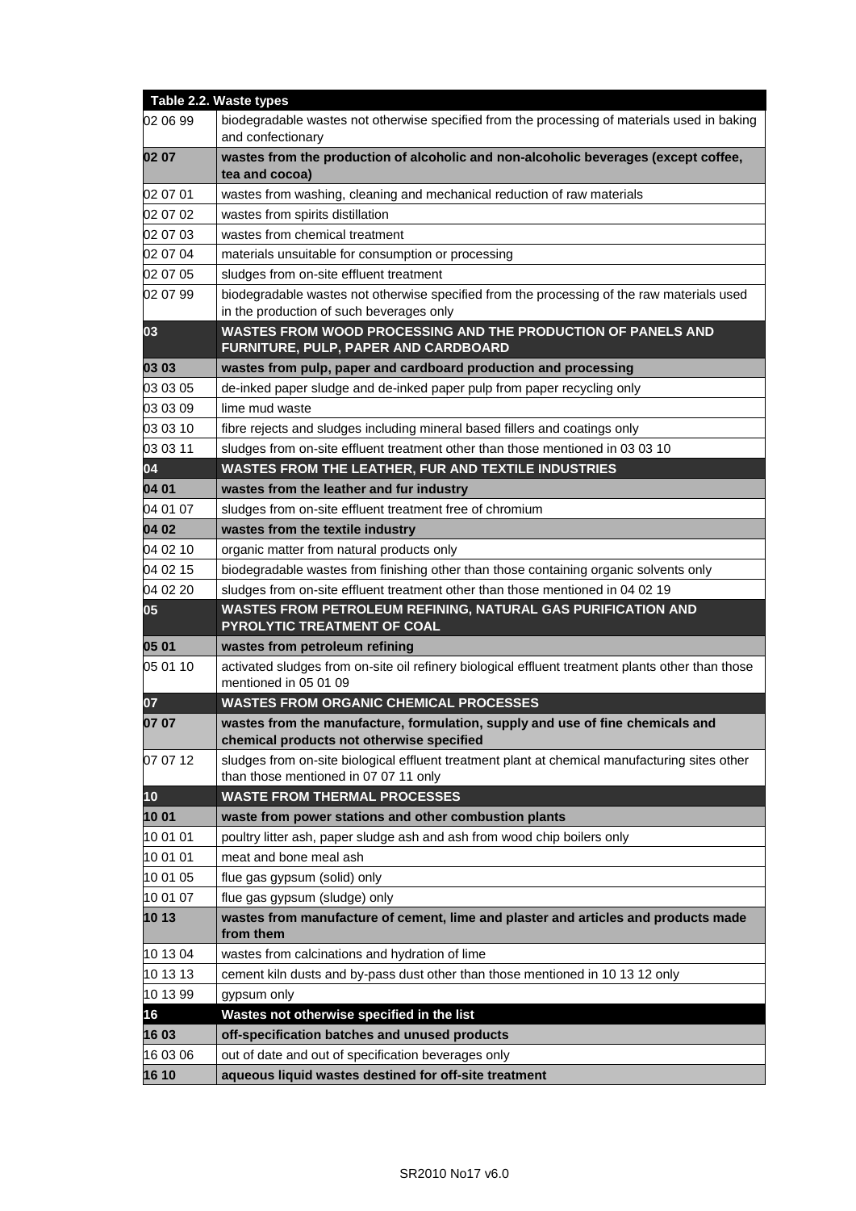| Table 2.2. Waste types | |
|---|---|
| 02 06 99 | biodegradable wastes not otherwise specified from the processing of materials used in baking and confectionary |
| **02 07** | **wastes from the production of alcoholic and non-alcoholic beverages (except coffee, tea and cocoa)** |
| 02 07 01 | wastes from washing, cleaning and mechanical reduction of raw materials |
| 02 07 02 | wastes from spirits distillation |
| 02 07 03 | wastes from chemical treatment |
| 02 07 04 | materials unsuitable for consumption or processing |
| 02 07 05 | sludges from on-site effluent treatment |
| 02 07 99 | biodegradable wastes not otherwise specified from the processing of the raw materials used in the production of such beverages only |
| **03** | **WASTES FROM WOOD PROCESSING AND THE PRODUCTION OF PANELS AND FURNITURE, PULP, PAPER AND CARDBOARD** |
| **03 03** | **wastes from pulp, paper and cardboard production and processing** |
| 03 03 05 | de-inked paper sludge and de-inked paper pulp from paper recycling only |
| 03 03 09 | lime mud waste |
| 03 03 10 | fibre rejects and sludges including mineral based fillers and coatings only |
| 03 03 11 | sludges from on-site effluent treatment other than those mentioned in 03 03 10 |
| **04** | **WASTES FROM THE LEATHER, FUR AND TEXTILE INDUSTRIES** |
| **04 01** | **wastes from the leather and fur industry** |
| 04 01 07 | sludges from on-site effluent treatment free of chromium |
| **04 02** | **wastes from the textile industry** |
| 04 02 10 | organic matter from natural products only |
| 04 02 15 | biodegradable wastes from finishing other than those containing organic solvents only |
| 04 02 20 | sludges from on-site effluent treatment other than those mentioned in 04 02 19 |
| **05** | **WASTES FROM PETROLEUM REFINING, NATURAL GAS PURIFICATION AND PYROLYTIC TREATMENT OF COAL** |
| **05 01** | **wastes from petroleum refining** |
| 05 01 10 | activated sludges from on-site oil refinery biological effluent treatment plants other than those mentioned in 05 01 09 |
| **07** | **WASTES FROM ORGANIC CHEMICAL PROCESSES** |
| **07 07** | **wastes from the manufacture, formulation, supply and use of fine chemicals and chemical products not otherwise specified** |
| 07 07 12 | sludges from on-site biological effluent treatment plant at chemical manufacturing sites other than those mentioned in 07 07 11 only |
| **10** | **WASTE FROM THERMAL PROCESSES** |
| **10 01** | **waste from power stations and other combustion plants** |
| 10 01 01 | poultry litter ash, paper sludge ash and ash from wood chip boilers only |
| 10 01 01 | meat and bone meal ash |
| 10 01 05 | flue gas gypsum (solid) only |
| 10 01 07 | flue gas gypsum (sludge) only |
| **10 13** | **wastes from manufacture of cement, lime and plaster and articles and products made from them** |
| 10 13 04 | wastes from calcinations and hydration of lime |
| 10 13 13 | cement kiln dusts and by-pass dust other than those mentioned in 10 13 12 only |
| 10 13 99 | gypsum only |
| **16** | **Wastes not otherwise specified in the list** |
| **16 03** | **off-specification batches and unused products** |
| 16 03 06 | out of date and out of specification beverages only |
| **16 10** | **aqueous liquid wastes destined for off-site treatment** |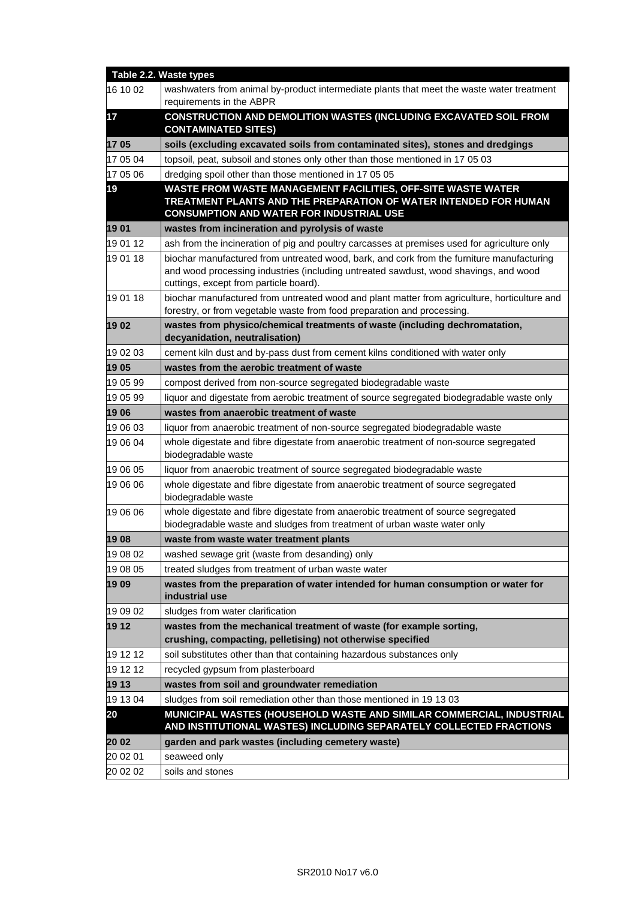| Table 2.2. Waste types | |
|---|---|
| 16 10 02 | washwaters from animal by-product intermediate plants that meet the waste water treatment requirements in the ABPR |
| **17** | **CONSTRUCTION AND DEMOLITION WASTES (INCLUDING EXCAVATED SOIL FROM CONTAMINATED SITES)** |
| **17 05** | **soils (excluding excavated soils from contaminated sites), stones and dredgings** |
| 17 05 04 | topsoil, peat, subsoil and stones only other than those mentioned in 17 05 03 |
| 17 05 06 | dredging spoil other than those mentioned in 17 05 05 |
| **19** | **WASTE FROM WASTE MANAGEMENT FACILITIES, OFF-SITE WASTE WATER TREATMENT PLANTS AND THE PREPARATION OF WATER INTENDED FOR HUMAN CONSUMPTION AND WATER FOR INDUSTRIAL USE** |
| **19 01** | **wastes from incineration and pyrolysis of waste** |
| 19 01 12 | ash from the incineration of pig and poultry carcasses at premises used for agriculture only |
| 19 01 18 | biochar manufactured from untreated wood, bark, and cork from the furniture manufacturing and wood processing industries (including untreated sawdust, wood shavings, and wood cuttings, except from particle board). |
| 19 01 18 | biochar manufactured from untreated wood and plant matter from agriculture, horticulture and forestry, or from vegetable waste from food preparation and processing. |
| **19 02** | **wastes from physico/chemical treatments of waste (including dechromatation, decyanidation, neutralisation)** |
| 19 02 03 | cement kiln dust and by-pass dust from cement kilns conditioned with water only |
| **19 05** | **wastes from the aerobic treatment of waste** |
| 19 05 99 | compost derived from non-source segregated biodegradable waste |
| 19 05 99 | liquor and digestate from aerobic treatment of source segregated biodegradable waste only |
| **19 06** | **wastes from anaerobic treatment of waste** |
| 19 06 03 | liquor from anaerobic treatment of non-source segregated biodegradable waste |
| 19 06 04 | whole digestate and fibre digestate from anaerobic treatment of non-source segregated biodegradable waste |
| 19 06 05 | liquor from anaerobic treatment of source segregated biodegradable waste |
| 19 06 06 | whole digestate and fibre digestate from anaerobic treatment of source segregated biodegradable waste |
| 19 06 06 | whole digestate and fibre digestate from anaerobic treatment of source segregated biodegradable waste and sludges from treatment of urban waste water only |
| **19 08** | **waste from waste water treatment plants** |
| 19 08 02 | washed sewage grit (waste from desanding) only |
| 19 08 05 | treated sludges from treatment of urban waste water |
| **19 09** | **wastes from the preparation of water intended for human consumption or water for industrial use** |
| 19 09 02 | sludges from water clarification |
| **19 12** | **wastes from the mechanical treatment of waste (for example sorting, crushing, compacting, pelletising) not otherwise specified** |
| 19 12 12 | soil substitutes other than that containing hazardous substances only |
| 19 12 12 | recycled gypsum from plasterboard |
| **19 13** | **wastes from soil and groundwater remediation** |
| 19 13 04 | sludges from soil remediation other than those mentioned in 19 13 03 |
| **20** | **MUNICIPAL WASTES (HOUSEHOLD WASTE AND SIMILAR COMMERCIAL, INDUSTRIAL AND INSTITUTIONAL WASTES) INCLUDING SEPARATELY COLLECTED FRACTIONS** |
| **20 02** | **garden and park wastes (including cemetery waste)** |
| 20 02 01 | seaweed only |
| 20 02 02 | soils and stones |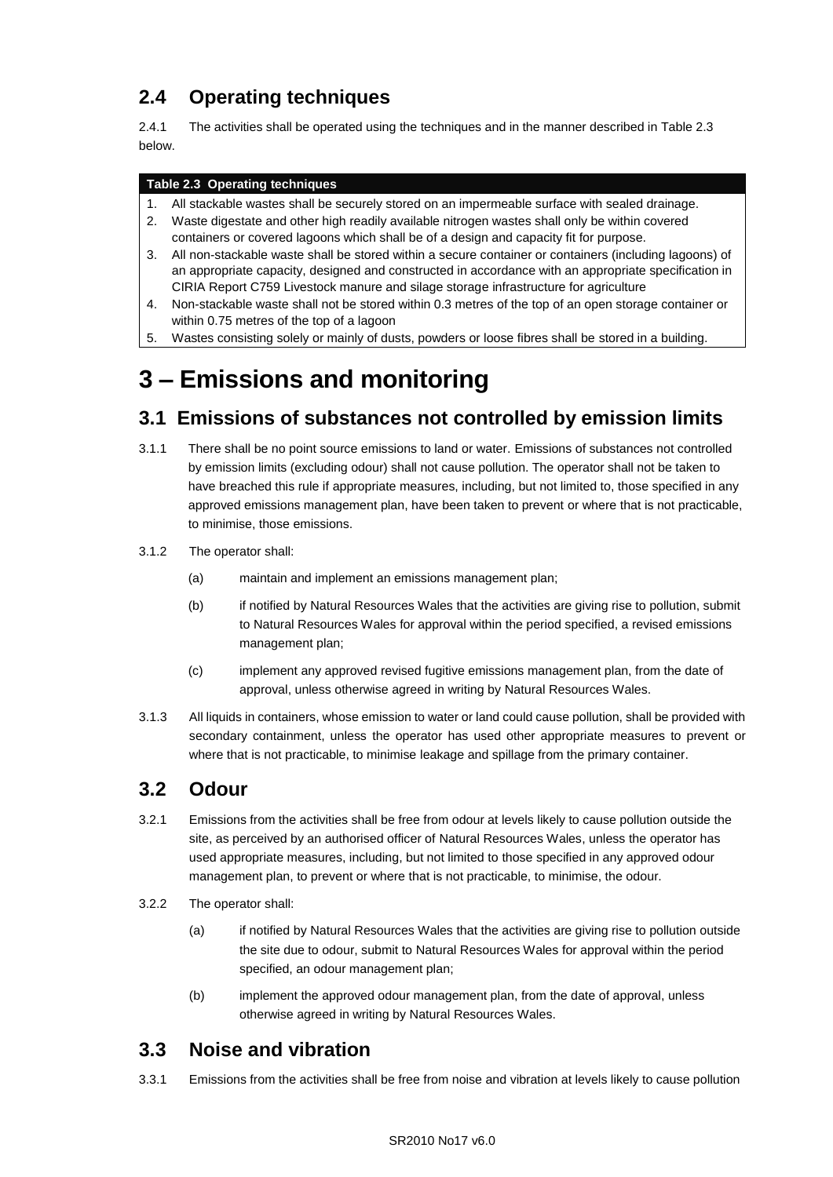## 2.4 Operating techniques

2.4.1 The activities shall be operated using the techniques and in the manner described in Table 2.3 below.

| Table 2.3 Operating techniques |
|---|
| 1. All stackable wastes shall be securely stored on an impermeable surface with sealed drainage. |
| 2. Waste digestate and other high readily available nitrogen wastes shall only be within covered containers or covered lagoons which shall be of a design and capacity fit for purpose. |
| 3. All non-stackable waste shall be stored within a secure container or containers (including lagoons) of an appropriate capacity, designed and constructed in accordance with an appropriate specification in CIRIA Report C759 Livestock manure and silage storage infrastructure for agriculture |
| 4. Non-stackable waste shall not be stored within 0.3 metres of the top of an open storage container or within 0.75 metres of the top of a lagoon |
| 5. Wastes consisting solely or mainly of dusts, powders or loose fibres shall be stored in a building. |

# 3 – Emissions and monitoring

## 3.1 Emissions of substances not controlled by emission limits

3.1.1 There shall be no point source emissions to land or water. Emissions of substances not controlled by emission limits (excluding odour) shall not cause pollution. The operator shall not be taken to have breached this rule if appropriate measures, including, but not limited to, those specified in any approved emissions management plan, have been taken to prevent or where that is not practicable, to minimise, those emissions.

3.1.2 The operator shall:

(a) maintain and implement an emissions management plan;

(b) if notified by Natural Resources Wales that the activities are giving rise to pollution, submit to Natural Resources Wales for approval within the period specified, a revised emissions management plan;

(c) implement any approved revised fugitive emissions management plan, from the date of approval, unless otherwise agreed in writing by Natural Resources Wales.

3.1.3 All liquids in containers, whose emission to water or land could cause pollution, shall be provided with secondary containment, unless the operator has used other appropriate measures to prevent or where that is not practicable, to minimise leakage and spillage from the primary container.

## 3.2 Odour

3.2.1 Emissions from the activities shall be free from odour at levels likely to cause pollution outside the site, as perceived by an authorised officer of Natural Resources Wales, unless the operator has used appropriate measures, including, but not limited to those specified in any approved odour management plan, to prevent or where that is not practicable, to minimise, the odour.

3.2.2 The operator shall:

(a) if notified by Natural Resources Wales that the activities are giving rise to pollution outside the site due to odour, submit to Natural Resources Wales for approval within the period specified, an odour management plan;

(b) implement the approved odour management plan, from the date of approval, unless otherwise agreed in writing by Natural Resources Wales.

## 3.3 Noise and vibration

3.3.1 Emissions from the activities shall be free from noise and vibration at levels likely to cause pollution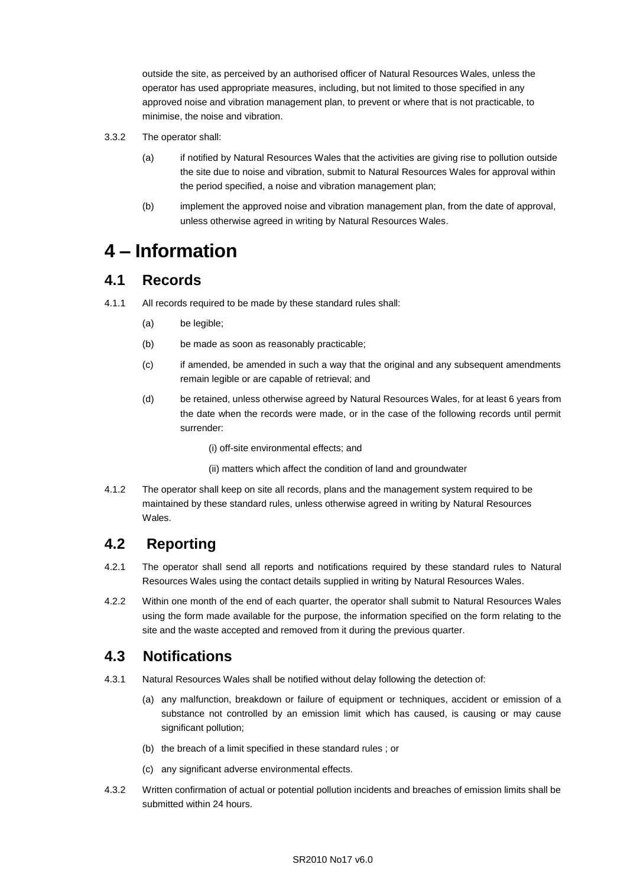outside the site, as perceived by an authorised officer of Natural Resources Wales, unless the operator has used appropriate measures, including, but not limited to those specified in any approved noise and vibration management plan, to prevent or where that is not practicable, to minimise, the noise and vibration.

3.3.2 The operator shall:

(a) if notified by Natural Resources Wales that the activities are giving rise to pollution outside the site due to noise and vibration, submit to Natural Resources Wales for approval within the period specified, a noise and vibration management plan;

(b) implement the approved noise and vibration management plan, from the date of approval, unless otherwise agreed in writing by Natural Resources Wales.

# 4 – Information

## 4.1 Records

4.1.1 All records required to be made by these standard rules shall:

(a) be legible;

(b) be made as soon as reasonably practicable;

(c) if amended, be amended in such a way that the original and any subsequent amendments remain legible or are capable of retrieval; and

(d) be retained, unless otherwise agreed by Natural Resources Wales, for at least 6 years from the date when the records were made, or in the case of the following records until permit surrender:

(i) off-site environmental effects; and

(ii) matters which affect the condition of land and groundwater

4.1.2 The operator shall keep on site all records, plans and the management system required to be maintained by these standard rules, unless otherwise agreed in writing by Natural Resources Wales.

## 4.2 Reporting

4.2.1 The operator shall send all reports and notifications required by these standard rules to Natural Resources Wales using the contact details supplied in writing by Natural Resources Wales.

4.2.2 Within one month of the end of each quarter, the operator shall submit to Natural Resources Wales using the form made available for the purpose, the information specified on the form relating to the site and the waste accepted and removed from it during the previous quarter.

## 4.3 Notifications

4.3.1 Natural Resources Wales shall be notified without delay following the detection of:

(a) any malfunction, breakdown or failure of equipment or techniques, accident or emission of a substance not controlled by an emission limit which has caused, is causing or may cause significant pollution;

(b) the breach of a limit specified in these standard rules ; or

(c) any significant adverse environmental effects.

4.3.2 Written confirmation of actual or potential pollution incidents and breaches of emission limits shall be submitted within 24 hours.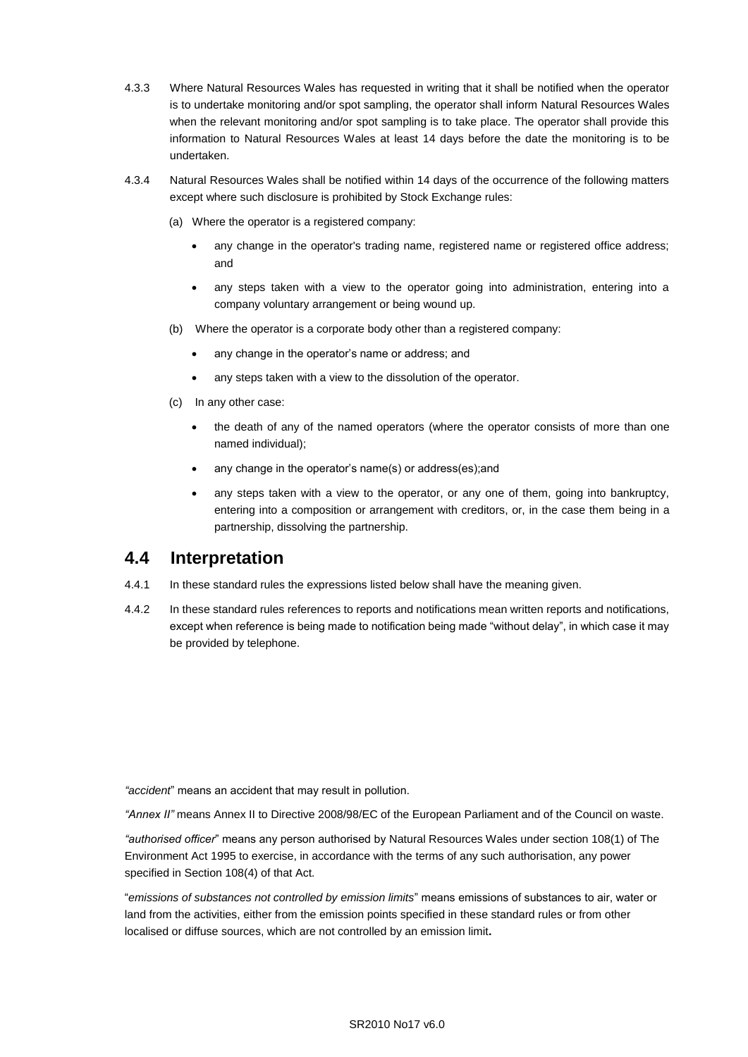4.3.3 Where Natural Resources Wales has requested in writing that it shall be notified when the operator is to undertake monitoring and/or spot sampling, the operator shall inform Natural Resources Wales when the relevant monitoring and/or spot sampling is to take place. The operator shall provide this information to Natural Resources Wales at least 14 days before the date the monitoring is to be undertaken.

4.3.4 Natural Resources Wales shall be notified within 14 days of the occurrence of the following matters except where such disclosure is prohibited by Stock Exchange rules:

(a) Where the operator is a registered company:

- any change in the operator's trading name, registered name or registered office address; and
- any steps taken with a view to the operator going into administration, entering into a company voluntary arrangement or being wound up.

(b) Where the operator is a corporate body other than a registered company:

- any change in the operator's name or address; and
- any steps taken with a view to the dissolution of the operator.

(c) In any other case:

- the death of any of the named operators (where the operator consists of more than one named individual);
- any change in the operator's name(s) or address(es);and
- any steps taken with a view to the operator, or any one of them, going into bankruptcy, entering into a composition or arrangement with creditors, or, in the case them being in a partnership, dissolving the partnership.

## 4.4 Interpretation

4.4.1 In these standard rules the expressions listed below shall have the meaning given.

4.4.2 In these standard rules references to reports and notifications mean written reports and notifications, except when reference is being made to notification being made "without delay", in which case it may be provided by telephone.

*"accident"* means an accident that may result in pollution.

*"Annex II"* means Annex II to Directive 2008/98/EC of the European Parliament and of the Council on waste.

*"authorised officer"* means any person authorised by Natural Resources Wales under section 108(1) of The Environment Act 1995 to exercise, in accordance with the terms of any such authorisation, any power specified in Section 108(4) of that Act.

"*emissions of substances not controlled by emission limits*" means emissions of substances to air, water or land from the activities, either from the emission points specified in these standard rules or from other localised or diffuse sources, which are not controlled by an emission limit**.**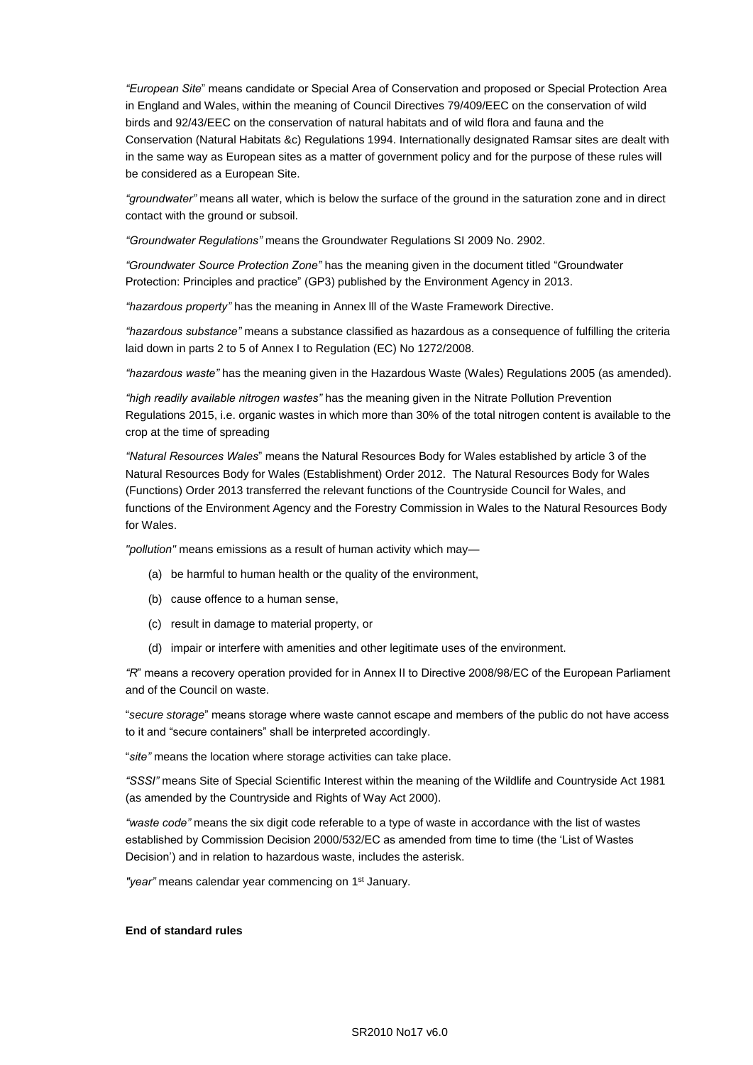*"European Site*" means candidate or Special Area of Conservation and proposed or Special Protection Area in England and Wales, within the meaning of Council Directives 79/409/EEC on the conservation of wild birds and 92/43/EEC on the conservation of natural habitats and of wild flora and fauna and the Conservation (Natural Habitats &c) Regulations 1994. Internationally designated Ramsar sites are dealt with in the same way as European sites as a matter of government policy and for the purpose of these rules will be considered as a European Site.

*"groundwater"* means all water, which is below the surface of the ground in the saturation zone and in direct contact with the ground or subsoil.

*"Groundwater Regulations"* means the Groundwater Regulations SI 2009 No. 2902.

*"Groundwater Source Protection Zone"* has the meaning given in the document titled "Groundwater Protection: Principles and practice" (GP3) published by the Environment Agency in 2013.

*"hazardous property"* has the meaning in Annex lll of the Waste Framework Directive.

*"hazardous substance"* means a substance classified as hazardous as a consequence of fulfilling the criteria laid down in parts 2 to 5 of Annex I to Regulation (EC) No 1272/2008.

*"hazardous waste"* has the meaning given in the Hazardous Waste (Wales) Regulations 2005 (as amended).

*"high readily available nitrogen wastes"* has the meaning given in the Nitrate Pollution Prevention Regulations 2015, i.e. organic wastes in which more than 30% of the total nitrogen content is available to the crop at the time of spreading

*"Natural Resources Wales*" means the Natural Resources Body for Wales established by article 3 of the Natural Resources Body for Wales (Establishment) Order 2012. The Natural Resources Body for Wales (Functions) Order 2013 transferred the relevant functions of the Countryside Council for Wales, and functions of the Environment Agency and the Forestry Commission in Wales to the Natural Resources Body for Wales.

*"pollution"* means emissions as a result of human activity which may—

(a) be harmful to human health or the quality of the environment,

(b) cause offence to a human sense,

(c) result in damage to material property, or

(d) impair or interfere with amenities and other legitimate uses of the environment.

*"R*" means a recovery operation provided for in Annex II to Directive 2008/98/EC of the European Parliament and of the Council on waste.

"*secure storage*" means storage where waste cannot escape and members of the public do not have access to it and "secure containers" shall be interpreted accordingly.

"*site"* means the location where storage activities can take place.

*"SSSI"* means Site of Special Scientific Interest within the meaning of the Wildlife and Countryside Act 1981 (as amended by the Countryside and Rights of Way Act 2000).

*"waste code"* means the six digit code referable to a type of waste in accordance with the list of wastes established by Commission Decision 2000/532/EC as amended from time to time (the 'List of Wastes Decision') and in relation to hazardous waste, includes the asterisk.

*"year"* means calendar year commencing on 1st January.

**End of standard rules**